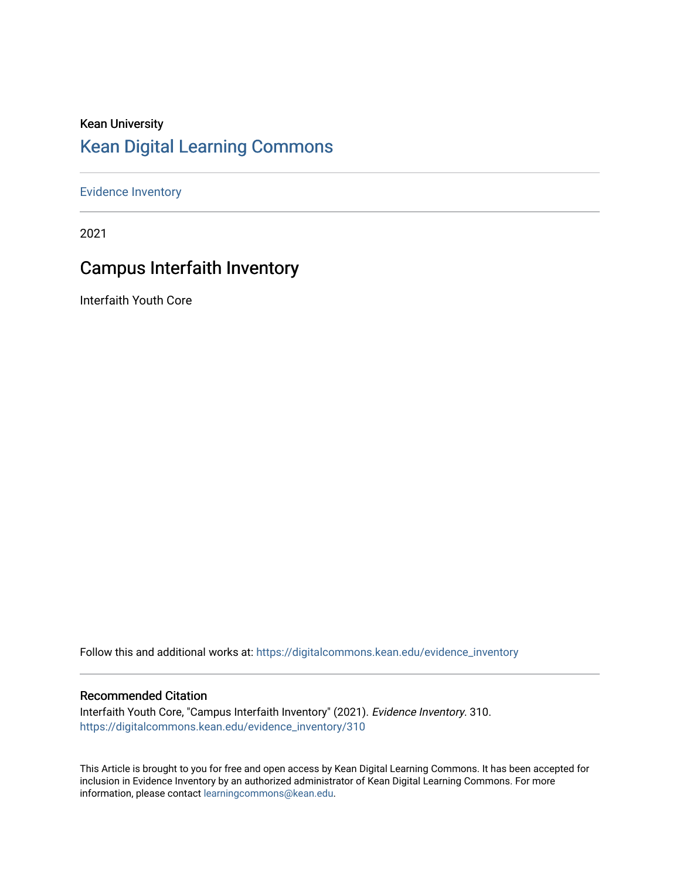Kean University

# Kean Digital Learning Commons

Evidence Inventory

2021

## Campus Interfaith Inventory

Interfaith Youth Core

Follow this and additional works at: https://digitalcommons.kean.edu/evidence_inventory

### Recommended Citation

Interfaith Youth Core, "Campus Interfaith Inventory" (2021). *Evidence Inventory*. 310.
https://digitalcommons.kean.edu/evidence_inventory/310

This Article is brought to you for free and open access by Kean Digital Learning Commons. It has been accepted for inclusion in Evidence Inventory by an authorized administrator of Kean Digital Learning Commons. For more information, please contact learningcommons@kean.edu.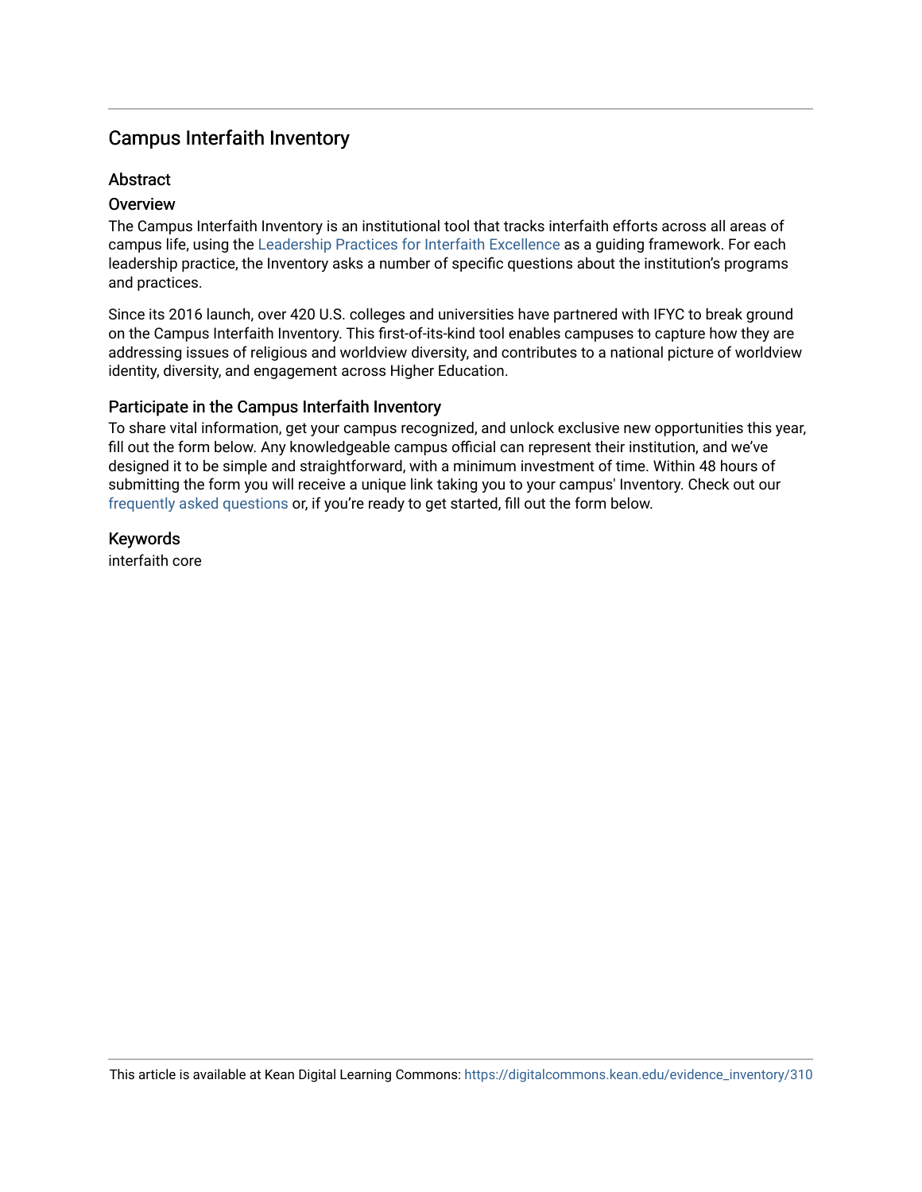## Campus Interfaith Inventory

### Abstract

#### Overview

The Campus Interfaith Inventory is an institutional tool that tracks interfaith efforts across all areas of campus life, using the Leadership Practices for Interfaith Excellence as a guiding framework. For each leadership practice, the Inventory asks a number of specific questions about the institution's programs and practices.

Since its 2016 launch, over 420 U.S. colleges and universities have partnered with IFYC to break ground on the Campus Interfaith Inventory. This first-of-its-kind tool enables campuses to capture how they are addressing issues of religious and worldview diversity, and contributes to a national picture of worldview identity, diversity, and engagement across Higher Education.

#### Participate in the Campus Interfaith Inventory

To share vital information, get your campus recognized, and unlock exclusive new opportunities this year, fill out the form below. Any knowledgeable campus official can represent their institution, and we've designed it to be simple and straightforward, with a minimum investment of time. Within 48 hours of submitting the form you will receive a unique link taking you to your campus' Inventory. Check out our frequently asked questions or, if you're ready to get started, fill out the form below.

### Keywords

interfaith core

This article is available at Kean Digital Learning Commons: https://digitalcommons.kean.edu/evidence_inventory/310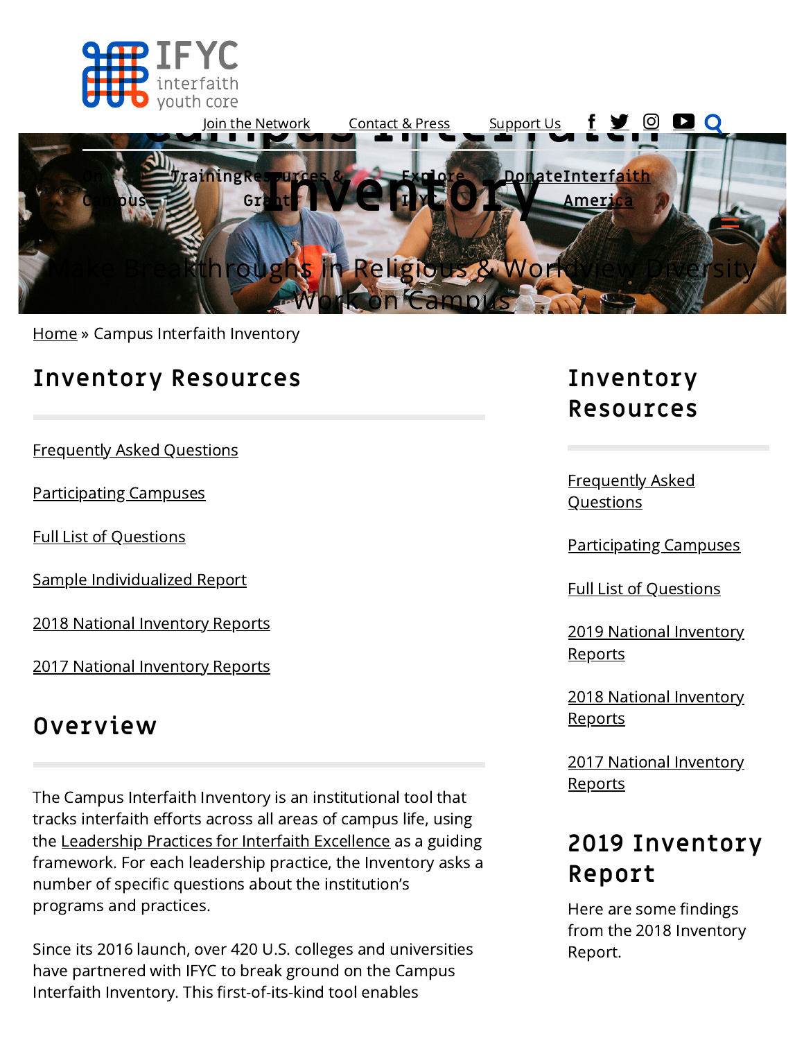Join the Network Contact & Press Support Us

On Campus Training Resources & Grants Explore IFYC Donate Interfaith America

# Campus Interfaith Inventory

Make Breakthroughs in Religious & Worldview Diversity Work on Campus

Home » Campus Interfaith Inventory

## Inventory Resources

Frequently Asked Questions

Participating Campuses

Full List of Questions

Sample Individualized Report

2018 National Inventory Reports

2017 National Inventory Reports

## Overview

The Campus Interfaith Inventory is an institutional tool that tracks interfaith efforts across all areas of campus life, using the Leadership Practices for Interfaith Excellence as a guiding framework. For each leadership practice, the Inventory asks a number of specific questions about the institution's programs and practices.

Since its 2016 launch, over 420 U.S. colleges and universities have partnered with IFYC to break ground on the Campus Interfaith Inventory. This first-of-its-kind tool enables

## Inventory Resources

Frequently Asked Questions

Participating Campuses

Full List of Questions

2019 National Inventory Reports

2018 National Inventory Reports

2017 National Inventory Reports

## 2019 Inventory Report

Here are some findings from the 2018 Inventory Report.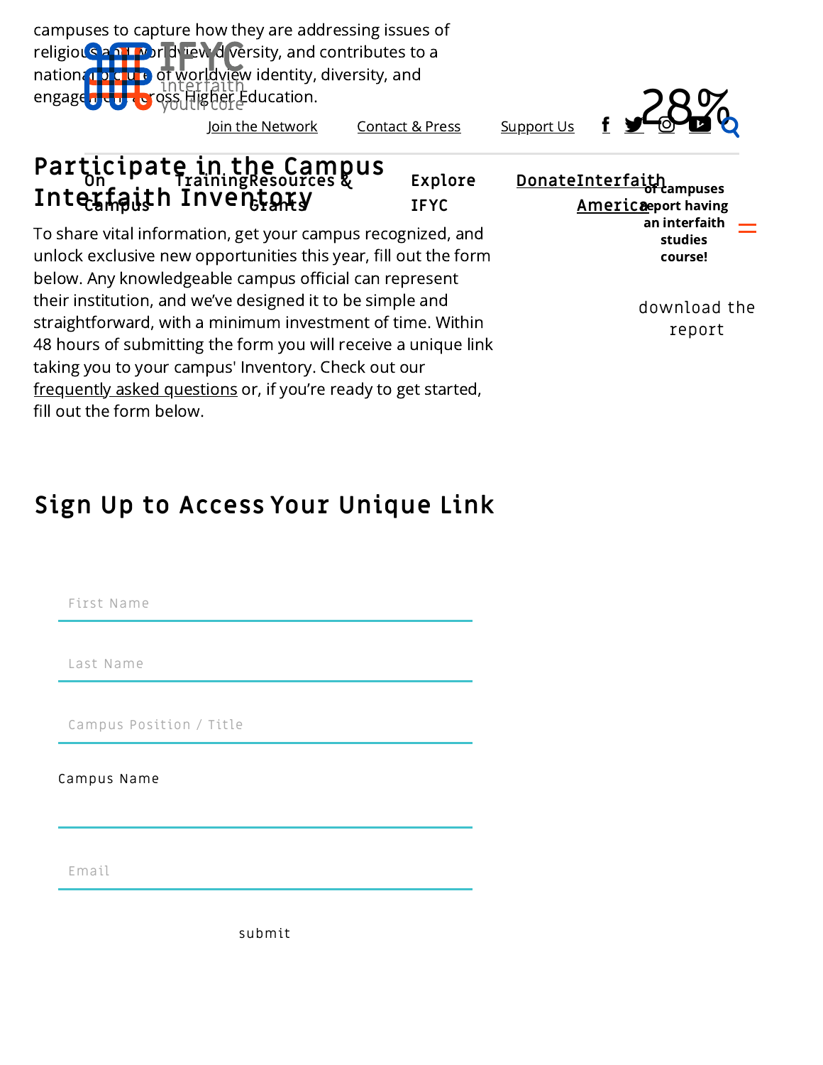campuses to capture how they are addressing issues of religious and worldview diversity, and contributes to a national picture of worldview identity, diversity, and engagement across Higher Education.

Join the Network | Contact & Press | Support Us

On Campus | Training | Resources & Grants | Explore IFYC | Donate | Interfaith America

28%

of campuses report having an interfaith studies course!

download the report

## Participate in the Campus Interfaith Inventory

To share vital information, get your campus recognized, and unlock exclusive new opportunities this year, fill out the form below. Any knowledgeable campus official can represent their institution, and we've designed it to be simple and straightforward, with a minimum investment of time. Within 48 hours of submitting the form you will receive a unique link taking you to your campus' Inventory. Check out our frequently asked questions or, if you're ready to get started, fill out the form below.

## Sign Up to Access Your Unique Link

First Name

Last Name

Campus Position / Title

Campus Name

Email

submit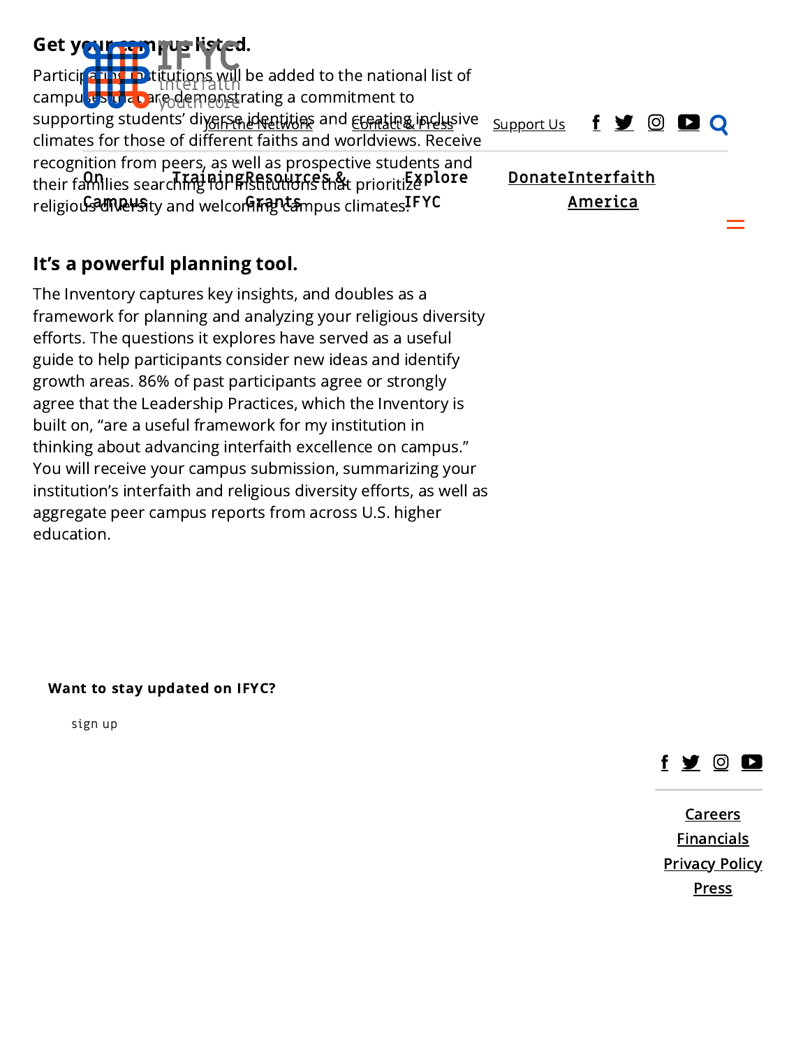## Get your campus listed.

Participating institutions will be added to the national list of campuses that are demonstrating a commitment to supporting students' diverse identities and creating inclusive climates for those of different faiths and worldviews. Receive recognition from peers, as well as prospective students and their families searching for institutions that prioritize religious diversity and welcoming campus climates.

IFYC interfaith youth core

Join the Network Contact & Press Support Us

On Campus Training Resources & Grants Explore IFYC Donate Interfaith America

## It's a powerful planning tool.

The Inventory captures key insights, and doubles as a framework for planning and analyzing your religious diversity efforts. The questions it explores have served as a useful guide to help participants consider new ideas and identify growth areas. 86% of past participants agree or strongly agree that the Leadership Practices, which the Inventory is built on, "are a useful framework for my institution in thinking about advancing interfaith excellence on campus." You will receive your campus submission, summarizing your institution's interfaith and religious diversity efforts, as well as aggregate peer campus reports from across U.S. higher education.

**Want to stay updated on IFYC?**

sign up

Careers
Financials
Privacy Policy
Press